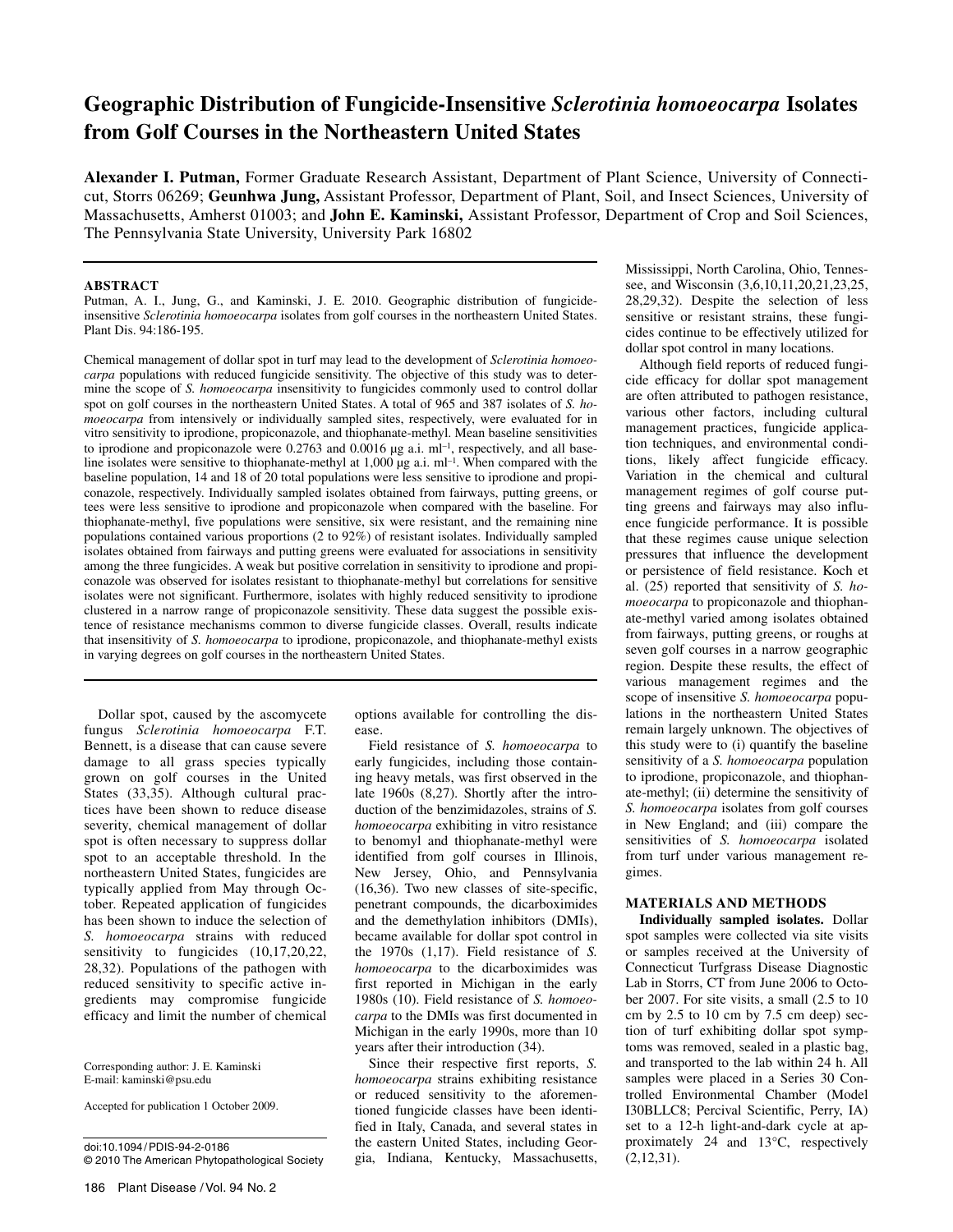# Geographic Distribution of Fungicide-Insensitive *Sclerotinia homoeocarpa* Isolates from Golf Courses in the Northeastern United States

**Alexander I. Putman,** Former Graduate Research Assistant, Department of Plant Science, University of Connecticut, Storrs 06269; **Geunhwa Jung,** Assistant Professor, Department of Plant, Soil, and Insect Sciences, University of Massachusetts, Amherst 01003; and **John E. Kaminski,** Assistant Professor, Department of Crop and Soil Sciences, The Pennsylvania State University, University Park 16802

## ABSTRACT

Putman, A. I., Jung, G., and Kaminski, J. E. 2010. Geographic distribution of fungicide-insensitive *Sclerotinia homoeocarpa* isolates from golf courses in the northeastern United States. Plant Dis. 94:186-195.

Chemical management of dollar spot in turf may lead to the development of *Sclerotinia homoeocarpa* populations with reduced fungicide sensitivity. The objective of this study was to determine the scope of *S. homoeocarpa* insensitivity to fungicides commonly used to control dollar spot on golf courses in the northeastern United States. A total of 965 and 387 isolates of *S. homoeocarpa* from intensively or individually sampled sites, respectively, were evaluated for in vitro sensitivity to iprodione, propiconazole, and thiophanate-methyl. Mean baseline sensitivities to iprodione and propiconazole were 0.2763 and 0.0016 μg a.i. ml$^{-1}$, respectively, and all baseline isolates were sensitive to thiophanate-methyl at 1,000 μg a.i. ml$^{-1}$. When compared with the baseline population, 14 and 18 of 20 total populations were less sensitive to iprodione and propiconazole, respectively. Individually sampled isolates obtained from fairways, putting greens, or tees were less sensitive to iprodione and propiconazole when compared with the baseline. For thiophanate-methyl, five populations were sensitive, six were resistant, and the remaining nine populations contained various proportions (2 to 92%) of resistant isolates. Individually sampled isolates obtained from fairways and putting greens were evaluated for associations in sensitivity among the three fungicides. A weak but positive correlation in sensitivity to iprodione and propiconazole was observed for isolates resistant to thiophanate-methyl but correlations for sensitive isolates were not significant. Furthermore, isolates with highly reduced sensitivity to iprodione clustered in a narrow range of propiconazole sensitivity. These data suggest the possible existence of resistance mechanisms common to diverse fungicide classes. Overall, results indicate that insensitivity of *S. homoeocarpa* to iprodione, propiconazole, and thiophanate-methyl exists in varying degrees on golf courses in the northeastern United States.

Dollar spot, caused by the ascomycete fungus *Sclerotinia homoeocarpa* F.T. Bennett, is a disease that can cause severe damage to all grass species typically grown on golf courses in the United States (33,35). Although cultural practices have been shown to reduce disease severity, chemical management of dollar spot is often necessary to suppress dollar spot to an acceptable threshold. In the northeastern United States, fungicides are typically applied from May through October. Repeated application of fungicides has been shown to induce the selection of *S. homoeocarpa* strains with reduced sensitivity to fungicides (10,17,20,22, 28,32). Populations of the pathogen with reduced sensitivity to specific active ingredients may compromise fungicide efficacy and limit the number of chemical options available for controlling the disease.

Field resistance of *S. homoeocarpa* to early fungicides, including those containing heavy metals, was first observed in the late 1960s (8,27). Shortly after the introduction of the benzimidazoles, strains of *S. homoeocarpa* exhibiting in vitro resistance to benomyl and thiophanate-methyl were identified from golf courses in Illinois, New Jersey, Ohio, and Pennsylvania (16,36). Two new classes of site-specific, penetrant compounds, the dicarboximides and the demethylation inhibitors (DMIs), became available for dollar spot control in the 1970s (1,17). Field resistance of *S. homoeocarpa* to the dicarboximides was first reported in Michigan in the early 1980s (10). Field resistance of *S. homoeocarpa* to the DMIs was first documented in Michigan in the early 1990s, more than 10 years after their introduction (34).

Since their respective first reports, *S. homoeocarpa* strains exhibiting resistance or reduced sensitivity to the aforementioned fungicide classes have been identified in Italy, Canada, and several states in the eastern United States, including Georgia, Indiana, Kentucky, Massachusetts, Mississippi, North Carolina, Ohio, Tennessee, and Wisconsin (3,6,10,11,20,21,23,25, 28,29,32). Despite the selection of less sensitive or resistant strains, these fungicides continue to be effectively utilized for dollar spot control in many locations.

Although field reports of reduced fungicide efficacy for dollar spot management are often attributed to pathogen resistance, various other factors, including cultural management practices, fungicide application techniques, and environmental conditions, likely affect fungicide efficacy. Variation in the chemical and cultural management regimes of golf course putting greens and fairways may also influence fungicide performance. It is possible that these regimes cause unique selection pressures that influence the development or persistence of field resistance. Koch et al. (25) reported that sensitivity of *S. homoeocarpa* to propiconazole and thiophanate-methyl varied among isolates obtained from fairways, putting greens, or roughs at seven golf courses in a narrow geographic region. Despite these results, the effect of various management regimes and the scope of insensitive *S. homoeocarpa* populations in the northeastern United States remain largely unknown. The objectives of this study were to (i) quantify the baseline sensitivity of a *S. homoeocarpa* population to iprodione, propiconazole, and thiophanate-methyl; (ii) determine the sensitivity of *S. homoeocarpa* isolates from golf courses in New England; and (iii) compare the sensitivities of *S. homoeocarpa* isolated from turf under various management regimes.

## MATERIALS AND METHODS

**Individually sampled isolates.** Dollar spot samples were collected via site visits or samples received at the University of Connecticut Turfgrass Disease Diagnostic Lab in Storrs, CT from June 2006 to October 2007. For site visits, a small (2.5 to 10 cm by 2.5 to 10 cm by 7.5 cm deep) section of turf exhibiting dollar spot symptoms was removed, sealed in a plastic bag, and transported to the lab within 24 h. All samples were placed in a Series 30 Controlled Environmental Chamber (Model I30BLLC8; Percival Scientific, Perry, IA) set to a 12-h light-and-dark cycle at approximately 24 and 13°C, respectively (2,12,31).

Corresponding author: J. E. Kaminski
E-mail: kaminski@psu.edu

Accepted for publication 1 October 2009.

doi:10.1094/PDIS-94-2-0186
© 2010 The American Phytopathological Society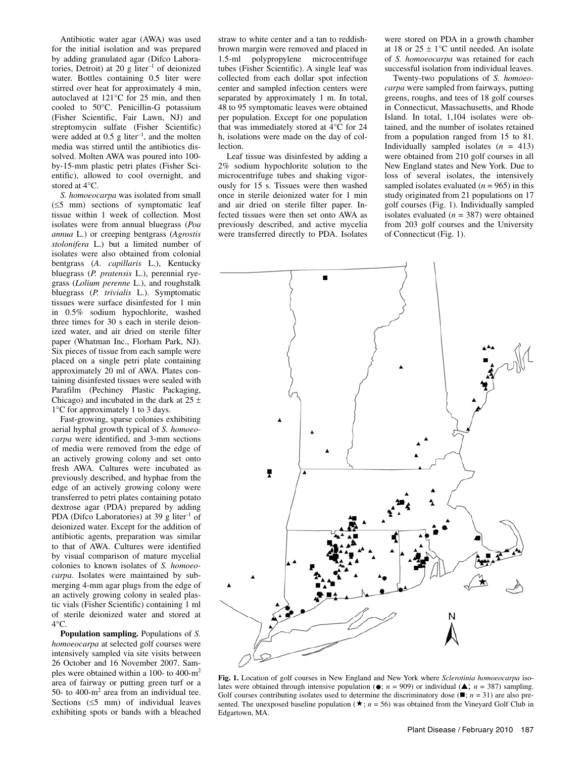Antibiotic water agar (AWA) was used for the initial isolation and was prepared by adding granulated agar (Difco Laboratories, Detroit) at 20 g liter$^{-1}$ of deionized water. Bottles containing 0.5 liter were stirred over heat for approximately 4 min, autoclaved at 121°C for 25 min, and then cooled to 50°C. Penicillin-G potassium (Fisher Scientific, Fair Lawn, NJ) and streptomycin sulfate (Fisher Scientific) were added at 0.5 g liter$^{-1}$, and the molten media was stirred until the antibiotics dissolved. Molten AWA was poured into 100-by-15-mm plastic petri plates (Fisher Scientific), allowed to cool overnight, and stored at 4°C.

*S. homoeocarpa* was isolated from small (≤5 mm) sections of symptomatic leaf tissue within 1 week of collection. Most isolates were from annual bluegrass (*Poa annua* L.) or creeping bentgrass (*Agrostis stolonifera* L.) but a limited number of isolates were also obtained from colonial bentgrass (*A. capillaris* L.), Kentucky bluegrass (*P. pratensis* L.), perennial ryegrass (*Lolium perenne* L.), and roughstalk bluegrass (*P. trivialis* L.). Symptomatic tissues were surface disinfested for 1 min in 0.5% sodium hypochlorite, washed three times for 30 s each in sterile deionized water, and air dried on sterile filter paper (Whatman Inc., Florham Park, NJ). Six pieces of tissue from each sample were placed on a single petri plate containing approximately 20 ml of AWA. Plates containing disinfested tissues were sealed with Parafilm (Pechiney Plastic Packaging, Chicago) and incubated in the dark at 25 ± 1°C for approximately 1 to 3 days.

Fast-growing, sparse colonies exhibiting aerial hyphal growth typical of *S. homoeocarpa* were identified, and 3-mm sections of media were removed from the edge of an actively growing colony and set onto fresh AWA. Cultures were incubated as previously described, and hyphae from the edge of an actively growing colony were transferred to petri plates containing potato dextrose agar (PDA) prepared by adding PDA (Difco Laboratories) at 39 g liter$^{-1}$ of deionized water. Except for the addition of antibiotic agents, preparation was similar to that of AWA. Cultures were identified by visual comparison of mature mycelial colonies to known isolates of *S. homoeocarpa*. Isolates were maintained by submerging 4-mm agar plugs from the edge of an actively growing colony in sealed plastic vials (Fisher Scientific) containing 1 ml of sterile deionized water and stored at 4°C.

**Population sampling.** Populations of *S. homoeocarpa* at selected golf courses were intensively sampled via site visits between 26 October and 16 November 2007. Samples were obtained within a 100- to 400-m$^2$ area of fairway or putting green turf or a 50- to 400-m$^2$ area from an individual tee. Sections (≤5 mm) of individual leaves exhibiting spots or bands with a bleached straw to white center and a tan to reddish-brown margin were removed and placed in 1.5-ml polypropylene microcentrifuge tubes (Fisher Scientific). A single leaf was collected from each dollar spot infection center and sampled infection centers were separated by approximately 1 m. In total, 48 to 95 symptomatic leaves were obtained per population. Except for one population that was immediately stored at 4°C for 24 h, isolations were made on the day of collection.

Leaf tissue was disinfested by adding a 2% sodium hypochlorite solution to the microcentrifuge tubes and shaking vigorously for 15 s. Tissues were then washed once in sterile deionized water for 1 min and air dried on sterile filter paper. Infected tissues were then set onto AWA as previously described, and active mycelia were transferred directly to PDA. Isolates were stored on PDA in a growth chamber at 18 or 25 ± 1°C until needed. An isolate of *S. homoeocarpa* was retained for each successful isolation from individual leaves.

Twenty-two populations of *S. homoeocarpa* were sampled from fairways, putting greens, roughs, and tees of 18 golf courses in Connecticut, Massachusetts, and Rhode Island. In total, 1,104 isolates were obtained, and the number of isolates retained from a population ranged from 15 to 81. Individually sampled isolates ($n$ = 413) were obtained from 210 golf courses in all New England states and New York. Due to loss of several isolates, the intensively sampled isolates evaluated ($n$ = 965) in this study originated from 21 populations on 17 golf courses (Fig. 1). Individually sampled isolates evaluated ($n$ = 387) were obtained from 203 golf courses and the University of Connecticut (Fig. 1).

**Fig. 1.** Location of golf courses in New England and New York where *Sclerotinia homoeocarpa* isolates were obtained through intensive population (●; $n$ = 909) or individual (▲; $n$ = 387) sampling. Golf courses contributing isolates used to determine the discriminatory dose (■; $n$ = 31) are also presented. The unexposed baseline population (★; $n$ = 56) was obtained from the Vineyard Golf Club in Edgartown, MA.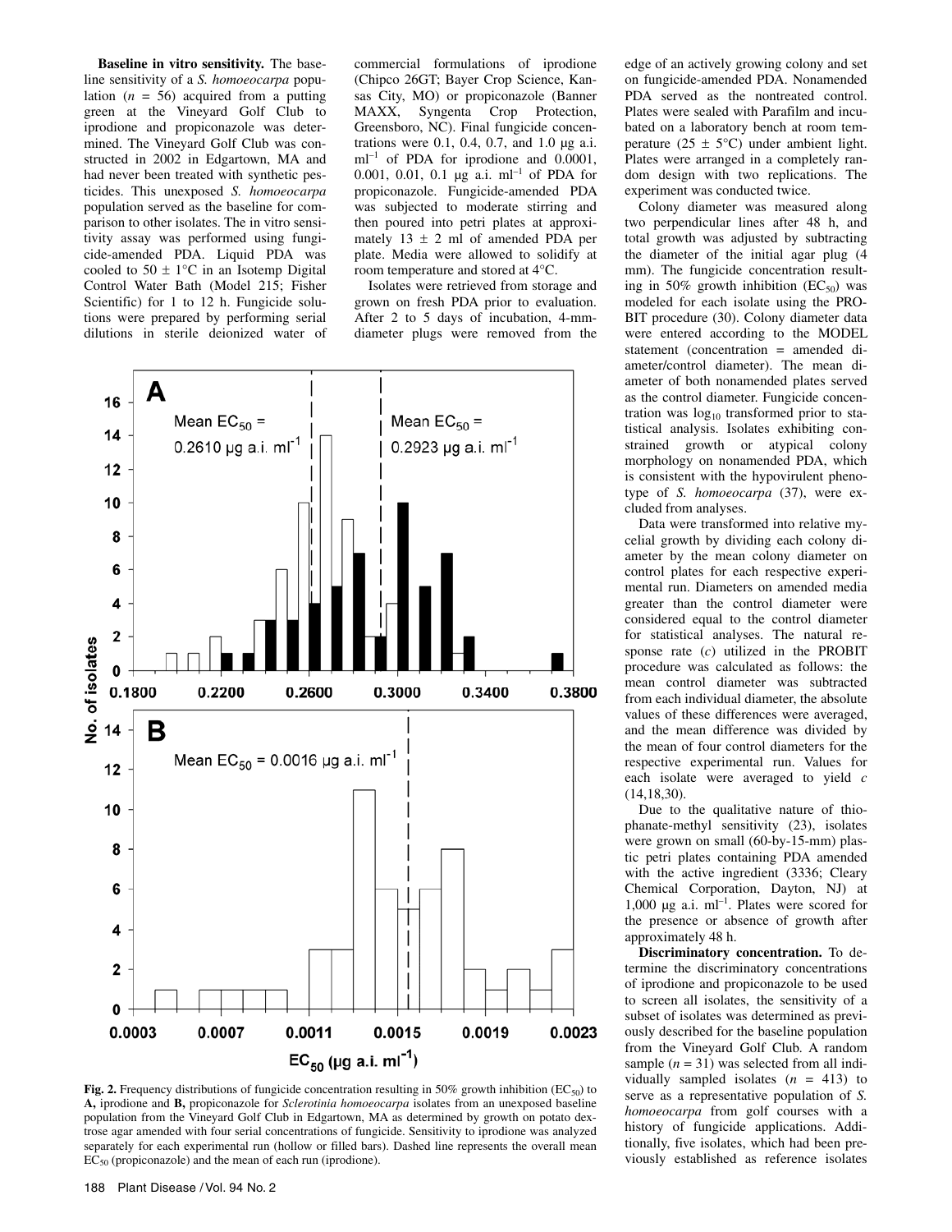**Baseline in vitro sensitivity.** The baseline sensitivity of a *S. homoeocarpa* population ($n$ = 56) acquired from a putting green at the Vineyard Golf Club to iprodione and propiconazole was determined. The Vineyard Golf Club was constructed in 2002 in Edgartown, MA and had never been treated with synthetic pesticides. This unexposed *S. homoeocarpa* population served as the baseline for comparison to other isolates. The in vitro sensitivity assay was performed using fungicide-amended PDA. Liquid PDA was cooled to 50 ± 1°C in an Isotemp Digital Control Water Bath (Model 215; Fisher Scientific) for 1 to 12 h. Fungicide solutions were prepared by performing serial dilutions in sterile deionized water of commercial formulations of iprodione (Chipco 26GT; Bayer Crop Science, Kansas City, MO) or propiconazole (Banner MAXX, Syngenta Crop Protection, Greensboro, NC). Final fungicide concentrations were 0.1, 0.4, 0.7, and 1.0 μg a.i. ml$^{-1}$ of PDA for iprodione and 0.0001, 0.001, 0.01, 0.1 μg a.i. ml$^{-1}$ of PDA for propiconazole. Fungicide-amended PDA was subjected to moderate stirring and then poured into petri plates at approximately 13 ± 2 ml of amended PDA per plate. Media were allowed to solidify at room temperature and stored at 4°C.

Isolates were retrieved from storage and grown on fresh PDA prior to evaluation. After 2 to 5 days of incubation, 4-mm-diameter plugs were removed from the edge of an actively growing colony and set on fungicide-amended PDA. Nonamended PDA served as the nontreated control. Plates were sealed with Parafilm and incubated on a laboratory bench at room temperature (25 ± 5°C) under ambient light. Plates were arranged in a completely random design with two replications. The experiment was conducted twice.

Colony diameter was measured along two perpendicular lines after 48 h, and total growth was adjusted by subtracting the diameter of the initial agar plug (4 mm). The fungicide concentration resulting in 50% growth inhibition ($EC_{50}$) was modeled for each isolate using the PROBIT procedure (30). Colony diameter data were entered according to the MODEL statement (concentration = amended diameter/control diameter). The mean diameter of both nonamended plates served as the control diameter. Fungicide concentration was $\log_{10}$ transformed prior to statistical analysis. Isolates exhibiting constrained growth or atypical colony morphology on nonamended PDA, which is consistent with the hypovirulent phenotype of *S. homoeocarpa* (37), were excluded from analyses.

Data were transformed into relative mycelial growth by dividing each colony diameter by the mean colony diameter on control plates for each respective experimental run. Diameters on amended media greater than the control diameter were considered equal to the control diameter for statistical analyses. The natural response rate ($c$) utilized in the PROBIT procedure was calculated as follows: the mean control diameter was subtracted from each individual diameter, the absolute values of these differences were averaged, and the mean difference was divided by the mean of four control diameters for the respective experimental run. Values for each isolate were averaged to yield $c$ (14,18,30).

Due to the qualitative nature of thiophanate-methyl sensitivity (23), isolates were grown on small (60-by-15-mm) plastic petri plates containing PDA amended with the active ingredient (3336; Cleary Chemical Corporation, Dayton, NJ) at 1,000 μg a.i. ml$^{-1}$. Plates were scored for the presence or absence of growth after approximately 48 h.

**Discriminatory concentration.** To determine the discriminatory concentrations of iprodione and propiconazole to be used to screen all isolates, the sensitivity of a subset of isolates was determined as previously described for the baseline population from the Vineyard Golf Club. A random sample ($n$ = 31) was selected from all individually sampled isolates ($n$ = 413) to serve as a representative population of *S. homoeocarpa* from golf courses with a history of fungicide applications. Additionally, five isolates, which had been previously established as reference isolates

**Fig. 2.** Frequency distributions of fungicide concentration resulting in 50% growth inhibition ($EC_{50}$) to **A,** iprodione and **B,** propiconazole for *Sclerotinia homoeocarpa* isolates from an unexposed baseline population from the Vineyard Golf Club in Edgartown, MA as determined by growth on potato dextrose agar amended with four serial concentrations of fungicide. Sensitivity to iprodione was analyzed separately for each experimental run (hollow or filled bars). Dashed line represents the overall mean $EC_{50}$ (propiconazole) and the mean of each run (iprodione).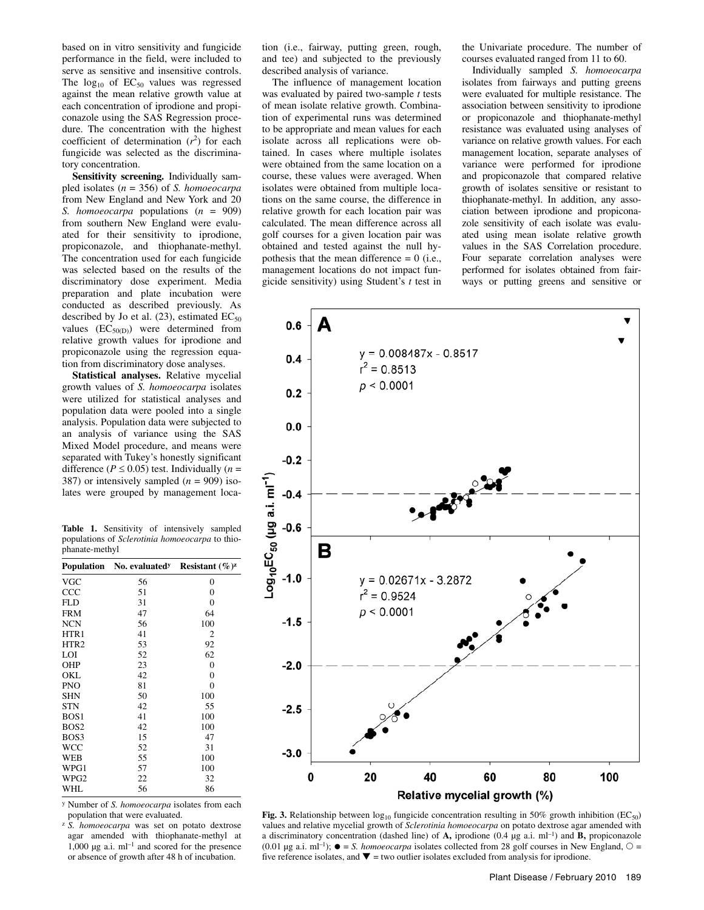based on in vitro sensitivity and fungicide performance in the field, were included to serve as sensitive and insensitive controls. The $\log_{10}$ of $EC_{50}$ values was regressed against the mean relative growth value at each concentration of iprodione and propiconazole using the SAS Regression procedure. The concentration with the highest coefficient of determination ($r^2$) for each fungicide was selected as the discriminatory concentration.

**Sensitivity screening.** Individually sampled isolates ($n$ = 356) of *S. homoeocarpa* from New England and New York and 20 *S. homoeocarpa* populations ($n$ = 909) from southern New England were evaluated for their sensitivity to iprodione, propiconazole, and thiophanate-methyl. The concentration used for each fungicide was selected based on the results of the discriminatory dose experiment. Media preparation and plate incubation were conducted as described previously. As described by Jo et al. (23), estimated $EC_{50}$ values ($EC_{50(D)}$) were determined from relative growth values for iprodione and propiconazole using the regression equation from discriminatory dose analyses.

**Statistical analyses.** Relative mycelial growth values of *S. homoeocarpa* isolates were utilized for statistical analyses and population data were pooled into a single analysis. Population data were subjected to an analysis of variance using the SAS Mixed Model procedure, and means were separated with Tukey's honestly significant difference ($P \leq 0.05$) test. Individually ($n$ = 387) or intensively sampled ($n$ = 909) isolates were grouped by management location (i.e., fairway, putting green, rough, and tee) and subjected to the previously described analysis of variance.

The influence of management location was evaluated by paired two-sample $t$ tests of mean isolate relative growth. Combination of experimental runs was determined to be appropriate and mean values for each isolate across all replications were obtained. In cases where multiple isolates were obtained from the same location on a course, these values were averaged. When isolates were obtained from multiple locations on the same course, the difference in relative growth for each location pair was calculated. The mean difference across all golf courses for a given location pair was obtained and tested against the null hypothesis that the mean difference = 0 (i.e., management locations do not impact fungicide sensitivity) using Student's $t$ test in the Univariate procedure. The number of courses evaluated ranged from 11 to 60.

Individually sampled *S. homoeocarpa* isolates from fairways and putting greens were evaluated for multiple resistance. The association between sensitivity to iprodione or propiconazole and thiophanate-methyl resistance was evaluated using analyses of variance on relative growth values. For each management location, separate analyses of variance were performed for iprodione and propiconazole that compared relative growth of isolates sensitive or resistant to thiophanate-methyl. In addition, any association between iprodione and propiconazole sensitivity of each isolate was evaluated using mean isolate relative growth values in the SAS Correlation procedure. Four separate correlation analyses were performed for isolates obtained from fairways or putting greens and sensitive or

**Table 1.** Sensitivity of intensively sampled populations of *Sclerotinia homoeocarpa* to thiophanate-methyl

| Population | No. evaluated[y] | Resistant (%)[z] |
|---|---|---|
| VGC | 56 | 0 |
| CCC | 51 | 0 |
| FLD | 31 | 0 |
| FRM | 47 | 64 |
| NCN | 56 | 100 |
| HTR1 | 41 | 2 |
| HTR2 | 53 | 92 |
| LOI | 52 | 62 |
| OHP | 23 | 0 |
| OKL | 42 | 0 |
| PNO | 81 | 0 |
| SHN | 50 | 100 |
| STN | 42 | 55 |
| BOS1 | 41 | 100 |
| BOS2 | 42 | 100 |
| BOS3 | 15 | 47 |
| WCC | 52 | 31 |
| WEB | 55 | 100 |
| WPG1 | 57 | 100 |
| WPG2 | 22 | 32 |
| WHL | 56 | 86 |

[y] Number of *S. homoeocarpa* isolates from each population that were evaluated.

[z] *S. homoeocarpa* was set on potato dextrose agar amended with thiophanate-methyl at 1,000 µg a.i. $ml^{-1}$ and scored for the presence or absence of growth after 48 h of incubation.

**Fig. 3.** Relationship between $\log_{10}$ fungicide concentration resulting in 50% growth inhibition ($EC_{50}$) values and relative mycelial growth of *Sclerotinia homoeocarpa* on potato dextrose agar amended with a discriminatory concentration (dashed line) of **A,** iprodione (0.4 µg a.i. $ml^{-1}$) and **B,** propiconazole (0.01 µg a.i. $ml^{-1}$); ● = *S. homoeocarpa* isolates collected from 28 golf courses in New England, ○ = five reference isolates, and ▼ = two outlier isolates excluded from analysis for iprodione.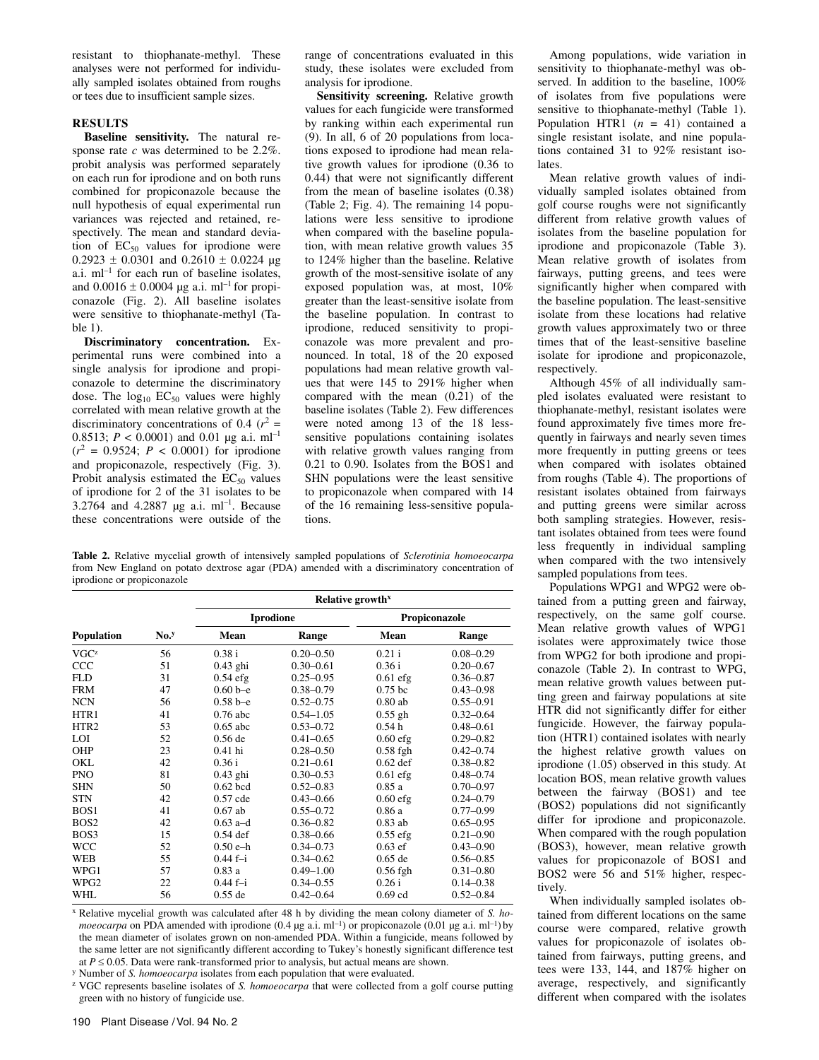resistant to thiophanate-methyl. These analyses were not performed for individually sampled isolates obtained from roughs or tees due to insufficient sample sizes.

## RESULTS

**Baseline sensitivity.** The natural response rate *c* was determined to be 2.2%. probit analysis was performed separately on each run for iprodione and on both runs combined for propiconazole because the null hypothesis of equal experimental run variances was rejected and retained, respectively. The mean and standard deviation of $EC_{50}$ values for iprodione were 0.2923 ± 0.0301 and 0.2610 ± 0.0224 µg a.i. $ml^{-1}$ for each run of baseline isolates, and 0.0016 ± 0.0004 µg a.i. $ml^{-1}$ for propiconazole (Fig. 2). All baseline isolates were sensitive to thiophanate-methyl (Table 1).

**Discriminatory concentration.** Experimental runs were combined into a single analysis for iprodione and propiconazole to determine the discriminatory dose. The $\log_{10}$ $EC_{50}$ values were highly correlated with mean relative growth at the discriminatory concentrations of 0.4 ($r^2$ = 0.8513; $P < 0.0001$) and 0.01 µg a.i. $ml^{-1}$ ($r^2$ = 0.9524; $P < 0.0001$) for iprodione and propiconazole, respectively (Fig. 3). Probit analysis estimated the $EC_{50}$ values of iprodione for 2 of the 31 isolates to be 3.2764 and 4.2887 µg a.i. $ml^{-1}$. Because these concentrations were outside of the range of concentrations evaluated in this study, these isolates were excluded from analysis for iprodione.

**Sensitivity screening.** Relative growth values for each fungicide were transformed by ranking within each experimental run (9). In all, 6 of 20 populations from locations exposed to iprodione had mean relative growth values for iprodione (0.36 to 0.44) that were not significantly different from the mean of baseline isolates (0.38) (Table 2; Fig. 4). The remaining 14 populations were less sensitive to iprodione when compared with the baseline population, with mean relative growth values 35 to 124% higher than the baseline. Relative growth of the most-sensitive isolate of any exposed population was, at most, 10% greater than the least-sensitive isolate from the baseline population. In contrast to iprodione, reduced sensitivity to propiconazole was more prevalent and pronounced. In total, 18 of the 20 exposed populations had mean relative growth values that were 145 to 291% higher when compared with the mean (0.21) of the baseline isolates (Table 2). Few differences were noted among 13 of the 18 less-sensitive populations containing isolates with relative growth values ranging from 0.21 to 0.90. Isolates from the BOS1 and SHN populations were the least sensitive to propiconazole when compared with 14 of the 16 remaining less-sensitive populations.

**Table 2.** Relative mycelial growth of intensively sampled populations of *Sclerotinia homoeocarpa* from New England on potato dextrose agar (PDA) amended with a discriminatory concentration of iprodione or propiconazole

| | | Relative growth[x] | | | |
|---|---|---|---|---|---|
| | | Iprodione | | Propiconazole | |
| Population | No.[y] | Mean | Range | Mean | Range |
| VGC[z] | 56 | 0.38 i | 0.20–0.50 | 0.21 i | 0.08–0.29 |
| CCC | 51 | 0.43 ghi | 0.30–0.61 | 0.36 i | 0.20–0.67 |
| FLD | 31 | 0.54 efg | 0.25–0.95 | 0.61 efg | 0.36–0.87 |
| FRM | 47 | 0.60 b–e | 0.38–0.79 | 0.75 bc | 0.43–0.98 |
| NCN | 56 | 0.58 b–e | 0.52–0.75 | 0.80 ab | 0.55–0.91 |
| HTR1 | 41 | 0.76 abc | 0.54–1.05 | 0.55 gh | 0.32–0.64 |
| HTR2 | 53 | 0.65 abc | 0.53–0.72 | 0.54 h | 0.48–0.61 |
| LOI | 52 | 0.56 de | 0.41–0.65 | 0.60 efg | 0.29–0.82 |
| OHP | 23 | 0.41 hi | 0.28–0.50 | 0.58 fgh | 0.42–0.74 |
| OKL | 42 | 0.36 i | 0.21–0.61 | 0.62 def | 0.38–0.82 |
| PNO | 81 | 0.43 ghi | 0.30–0.53 | 0.61 efg | 0.48–0.74 |
| SHN | 50 | 0.62 bcd | 0.52–0.83 | 0.85 a | 0.70–0.97 |
| STN | 42 | 0.57 cde | 0.43–0.66 | 0.60 efg | 0.24–0.79 |
| BOS1 | 41 | 0.67 ab | 0.55–0.72 | 0.86 a | 0.77–0.99 |
| BOS2 | 42 | 0.63 a–d | 0.36–0.82 | 0.83 ab | 0.65–0.95 |
| BOS3 | 15 | 0.54 def | 0.38–0.66 | 0.55 efg | 0.21–0.90 |
| WCC | 52 | 0.50 e–h | 0.34–0.73 | 0.63 ef | 0.43–0.90 |
| WEB | 55 | 0.44 f–i | 0.34–0.62 | 0.65 de | 0.56–0.85 |
| WPG1 | 57 | 0.83 a | 0.49–1.00 | 0.56 fgh | 0.31–0.80 |
| WPG2 | 22 | 0.44 f–i | 0.34–0.55 | 0.26 i | 0.14–0.38 |
| WHL | 56 | 0.55 de | 0.42–0.64 | 0.69 cd | 0.52–0.84 |

[x] Relative mycelial growth was calculated after 48 h by dividing the mean colony diameter of *S. homoeocarpa* on PDA amended with iprodione (0.4 µg a.i. $ml^{-1}$) or propiconazole (0.01 µg a.i. $ml^{-1}$) by the mean diameter of isolates grown on non-amended PDA. Within a fungicide, means followed by the same letter are not significantly different according to Tukey's honestly significant difference test at $P \leq 0.05$. Data were rank-transformed prior to analysis, but actual means are shown.

[y] Number of *S. homoeocarpa* isolates from each population that were evaluated.

[z] VGC represents baseline isolates of *S. homoeocarpa* that were collected from a golf course putting green with no history of fungicide use.

Among populations, wide variation in sensitivity to thiophanate-methyl was observed. In addition to the baseline, 100% of isolates from five populations were sensitive to thiophanate-methyl (Table 1). Population HTR1 (*n* = 41) contained a single resistant isolate, and nine populations contained 31 to 92% resistant isolates.

Mean relative growth values of individually sampled isolates obtained from golf course roughs were not significantly different from relative growth values of isolates from the baseline population for iprodione and propiconazole (Table 3). Mean relative growth of isolates from fairways, putting greens, and tees were significantly higher when compared with the baseline population. The least-sensitive isolate from these locations had relative growth values approximately two or three times that of the least-sensitive baseline isolate for iprodione and propiconazole, respectively.

Although 45% of all individually sampled isolates evaluated were resistant to thiophanate-methyl, resistant isolates were found approximately five times more frequently in fairways and nearly seven times more frequently in putting greens or tees when compared with isolates obtained from roughs (Table 4). The proportions of resistant isolates obtained from fairways and putting greens were similar across both sampling strategies. However, resistant isolates obtained from tees were found less frequently in individual sampling when compared with the two intensively sampled populations from tees.

Populations WPG1 and WPG2 were obtained from a putting green and fairway, respectively, on the same golf course. Mean relative growth values of WPG1 isolates were approximately twice those from WPG2 for both iprodione and propiconazole (Table 2). In contrast to WPG, mean relative growth values between putting green and fairway populations at site HTR did not significantly differ for either fungicide. However, the fairway population (HTR1) contained isolates with nearly the highest relative growth values on iprodione (1.05) observed in this study. At location BOS, mean relative growth values between the fairway (BOS1) and tee (BOS2) populations did not significantly differ for iprodione and propiconazole. When compared with the rough population (BOS3), however, mean relative growth values for propiconazole of BOS1 and BOS2 were 56 and 51% higher, respectively.

When individually sampled isolates obtained from different locations on the same course were compared, relative growth values for propiconazole of isolates obtained from fairways, putting greens, and tees were 133, 144, and 187% higher on average, respectively, and significantly different when compared with the isolates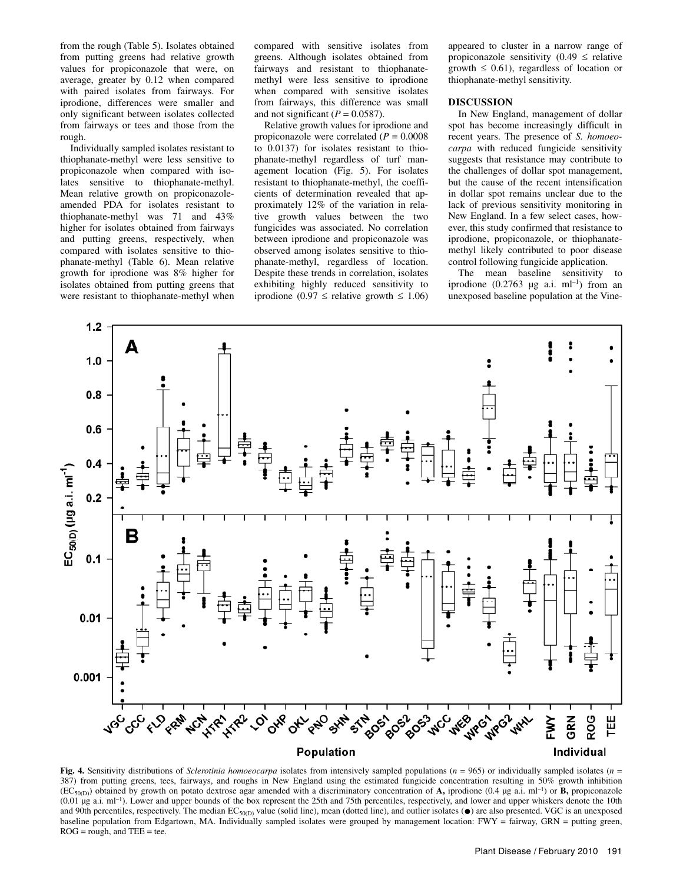from the rough (Table 5). Isolates obtained from putting greens had relative growth values for propiconazole that were, on average, greater by 0.12 when compared with paired isolates from fairways. For iprodione, differences were smaller and only significant between isolates collected from fairways or tees and those from the rough.

Individually sampled isolates resistant to thiophanate-methyl were less sensitive to propiconazole when compared with isolates sensitive to thiophanate-methyl. Mean relative growth on propiconazole-amended PDA for isolates resistant to thiophanate-methyl was 71 and 43% higher for isolates obtained from fairways and putting greens, respectively, when compared with isolates sensitive to thiophanate-methyl (Table 6). Mean relative growth for iprodione was 8% higher for isolates obtained from putting greens that were resistant to thiophanate-methyl when compared with sensitive isolates from greens. Although isolates obtained from fairways and resistant to thiophanate-methyl were less sensitive to iprodione when compared with sensitive isolates from fairways, this difference was small and not significant ($P = 0.0587$).

Relative growth values for iprodione and propiconazole were correlated ($P = 0.0008$ to 0.0137) for isolates resistant to thiophanate-methyl regardless of turf management location (Fig. 5). For isolates resistant to thiophanate-methyl, the coefficients of determination revealed that approximately 12% of the variation in relative growth values between the two fungicides was associated. No correlation between iprodione and propiconazole was observed among isolates sensitive to thiophanate-methyl, regardless of location. Despite these trends in correlation, isolates exhibiting highly reduced sensitivity to iprodione ($0.97 \leq$ relative growth $\leq 1.06$) appeared to cluster in a narrow range of propiconazole sensitivity ($0.49 \leq$ relative growth $\leq 0.61$), regardless of location or thiophanate-methyl sensitivity.

## DISCUSSION

In New England, management of dollar spot has become increasingly difficult in recent years. The presence of *S. homoeocarpa* with reduced fungicide sensitivity suggests that resistance may contribute to the challenges of dollar spot management, but the cause of the recent intensification in dollar spot remains unclear due to the lack of previous sensitivity monitoring in New England. In a few select cases, however, this study confirmed that resistance to iprodione, propiconazole, or thiophanate-methyl likely contributed to poor disease control following fungicide application.

The mean baseline sensitivity to iprodione (0.2763 μg a.i. ml$^{-1}$) from an unexposed baseline population at the Vine-

**Fig. 4.** Sensitivity distributions of *Sclerotinia homoeocarpa* isolates from intensively sampled populations ($n$ = 965) or individually sampled isolates ($n$ = 387) from putting greens, tees, fairways, and roughs in New England using the estimated fungicide concentration resulting in 50% growth inhibition ($EC_{50(D)}$) obtained by growth on potato dextrose agar amended with a discriminatory concentration of **A,** iprodione (0.4 μg a.i. ml$^{-1}$) or **B,** propiconazole (0.01 μg a.i. ml$^{-1}$). Lower and upper bounds of the box represent the 25th and 75th percentiles, respectively, and lower and upper whiskers denote the 10th and 90th percentiles, respectively. The median $EC_{50(D)}$ value (solid line), mean (dotted line), and outlier isolates (●) are also presented. VGC is an unexposed baseline population from Edgartown, MA. Individually sampled isolates were grouped by management location: FWY = fairway, GRN = putting green, ROG = rough, and TEE = tee.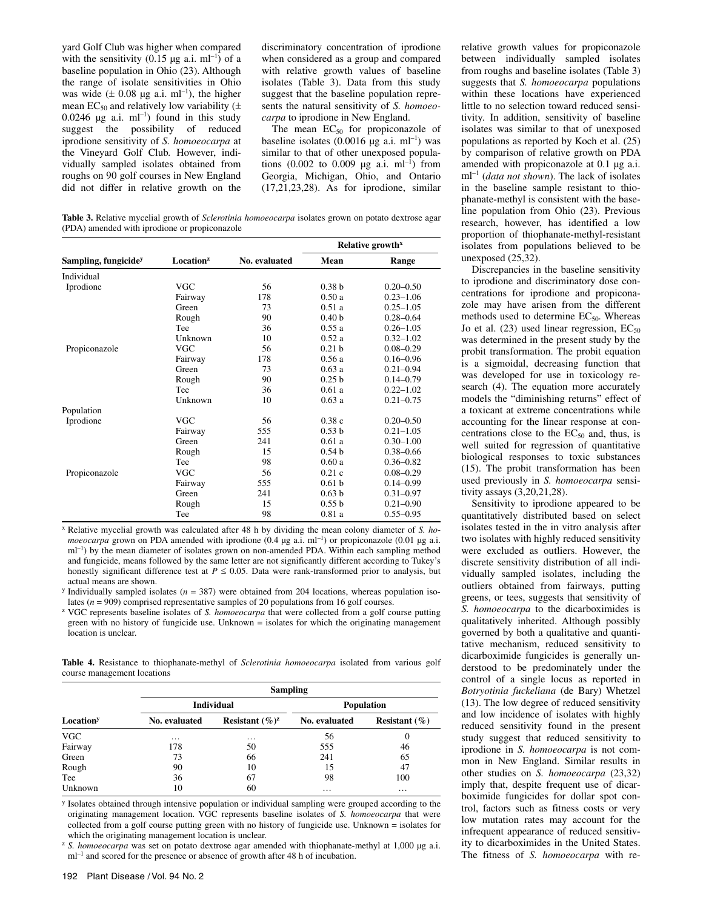yard Golf Club was higher when compared with the sensitivity (0.15 μg a.i. ml$^{-1}$) of a baseline population in Ohio (23). Although the range of isolate sensitivities in Ohio was wide (± 0.08 μg a.i. ml$^{-1}$), the higher mean $EC_{50}$ and relatively low variability (± 0.0246 μg a.i. ml$^{-1}$) found in this study suggest the possibility of reduced iprodione sensitivity of *S. homoeocarpa* at the Vineyard Golf Club. However, individually sampled isolates obtained from roughs on 90 golf courses in New England did not differ in relative growth on the discriminatory concentration of iprodione when considered as a group and compared with relative growth values of baseline isolates (Table 3). Data from this study suggest that the baseline population represents the natural sensitivity of *S. homoeocarpa* to iprodione in New England.

The mean $EC_{50}$ for propiconazole of baseline isolates (0.0016 μg a.i. ml$^{-1}$) was similar to that of other unexposed populations (0.002 to 0.009 μg a.i. ml$^{-1}$) from Georgia, Michigan, Ohio, and Ontario (17,21,23,28). As for iprodione, similar relative growth values for propiconazole between individually sampled isolates from roughs and baseline isolates (Table 3) suggests that *S. homoeocarpa* populations within these locations have experienced little to no selection toward reduced sensitivity. In addition, sensitivity of baseline isolates was similar to that of unexposed populations as reported by Koch et al. (25) by comparison of relative growth on PDA amended with propiconazole at 0.1 μg a.i. ml$^{-1}$ (*data not shown*). The lack of isolates in the baseline sample resistant to thiophanate-methyl is consistent with the baseline population from Ohio (23). Previous research, however, has identified a low proportion of thiophanate-methyl-resistant isolates from populations believed to be unexposed (25,32).

Discrepancies in the baseline sensitivity to iprodione and discriminatory dose concentrations for iprodione and propiconazole may have arisen from the different methods used to determine $EC_{50}$. Whereas Jo et al. (23) used linear regression, $EC_{50}$ was determined in the present study by the probit transformation. The probit equation is a sigmoidal, decreasing function that was developed for use in toxicology research (4). The equation more accurately models the "diminishing returns" effect of a toxicant at extreme concentrations while accounting for the linear response at concentrations close to the $EC_{50}$ and, thus, is well suited for regression of quantitative biological responses to toxic substances (15). The probit transformation has been used previously in *S. homoeocarpa* sensitivity assays (3,20,21,28).

Sensitivity to iprodione appeared to be quantitatively distributed based on select isolates tested in the in vitro analysis after two isolates with highly reduced sensitivity were excluded as outliers. However, the discrete sensitivity distribution of all individually sampled isolates, including the outliers obtained from fairways, putting greens, or tees, suggests that sensitivity of *S. homoeocarpa* to the dicarboximides is qualitatively inherited. Although possibly governed by both a qualitative and quantitative mechanism, reduced sensitivity to dicarboximide fungicides is generally understood to be predominately under the control of a single locus as reported in *Botryotinia fuckeliana* (de Bary) Whetzel (13). The low degree of reduced sensitivity and low incidence of isolates with highly reduced sensitivity found in the present study suggest that reduced sensitivity to iprodione in *S. homoeocarpa* is not common in New England. Similar results in other studies on *S. homoeocarpa* (23,32) imply that, despite frequent use of dicarboximide fungicides for dollar spot control, factors such as fitness costs or very low mutation rates may account for the infrequent appearance of reduced sensitivity to dicarboximides in the United States. The fitness of *S. homoeocarpa* with re-

**Table 3.** Relative mycelial growth of *Sclerotinia homoeocarpa* isolates grown on potato dextrose agar (PDA) amended with iprodione or propiconazole

| Sampling, fungicide[y] | Location[z] | No. evaluated | Relative growth[x] Mean | Range |
|---|---|---|---|---|
| Individual | | | | |
| Iprodione | VGC | 56 | 0.38 b | 0.20–0.50 |
| | Fairway | 178 | 0.50 a | 0.23–1.06 |
| | Green | 73 | 0.51 a | 0.25–1.05 |
| | Rough | 90 | 0.40 b | 0.28–0.64 |
| | Tee | 36 | 0.55 a | 0.26–1.05 |
| | Unknown | 10 | 0.52 a | 0.32–1.02 |
| Propiconazole | VGC | 56 | 0.21 b | 0.08–0.29 |
| | Fairway | 178 | 0.56 a | 0.16–0.96 |
| | Green | 73 | 0.63 a | 0.21–0.94 |
| | Rough | 90 | 0.25 b | 0.14–0.79 |
| | Tee | 36 | 0.61 a | 0.22–1.02 |
| | Unknown | 10 | 0.63 a | 0.21–0.75 |
| Population | | | | |
| Iprodione | VGC | 56 | 0.38 c | 0.20–0.50 |
| | Fairway | 555 | 0.53 b | 0.21–1.05 |
| | Green | 241 | 0.61 a | 0.30–1.00 |
| | Rough | 15 | 0.54 b | 0.38–0.66 |
| | Tee | 98 | 0.60 a | 0.36–0.82 |
| Propiconazole | VGC | 56 | 0.21 c | 0.08–0.29 |
| | Fairway | 555 | 0.61 b | 0.14–0.99 |
| | Green | 241 | 0.63 b | 0.31–0.97 |
| | Rough | 15 | 0.55 b | 0.21–0.90 |
| | Tee | 98 | 0.81 a | 0.55–0.95 |

[x] Relative mycelial growth was calculated after 48 h by dividing the mean colony diameter of *S. homoeocarpa* grown on PDA amended with iprodione (0.4 μg a.i. ml$^{-1}$) or propiconazole (0.01 μg a.i. ml$^{-1}$) by the mean diameter of isolates grown on non-amended PDA. Within each sampling method and fungicide, means followed by the same letter are not significantly different according to Tukey's honestly significant difference test at $P \leq 0.05$. Data were rank-transformed prior to analysis, but actual means are shown.

[y] Individually sampled isolates ($n$ = 387) were obtained from 204 locations, whereas population isolates ($n$ = 909) comprised representative samples of 20 populations from 16 golf courses.

[z] VGC represents baseline isolates of *S. homoeocarpa* that were collected from a golf course putting green with no history of fungicide use. Unknown = isolates for which the originating management location is unclear.

**Table 4.** Resistance to thiophanate-methyl of *Sclerotinia homoeocarpa* isolated from various golf course management locations

| Location[y] | Sampling: Individual No. evaluated | Resistant (%)[z] | Population No. evaluated | Resistant (%) |
|---|---|---|---|---|
| VGC | … | … | 56 | 0 |
| Fairway | 178 | 50 | 555 | 46 |
| Green | 73 | 66 | 241 | 65 |
| Rough | 90 | 10 | 15 | 47 |
| Tee | 36 | 67 | 98 | 100 |
| Unknown | 10 | 60 | … | … |

[y] Isolates obtained through intensive population or individual sampling were grouped according to the originating management location. VGC represents baseline isolates of *S. homoeocarpa* that were collected from a golf course putting green with which no history of fungicide use. Unknown = isolates for which the originating management location is unclear.

[z] *S. homoeocarpa* was set on potato dextrose agar amended with thiophanate-methyl at 1,000 μg a.i. ml$^{-1}$ and scored for the presence or absence of growth after 48 h of incubation.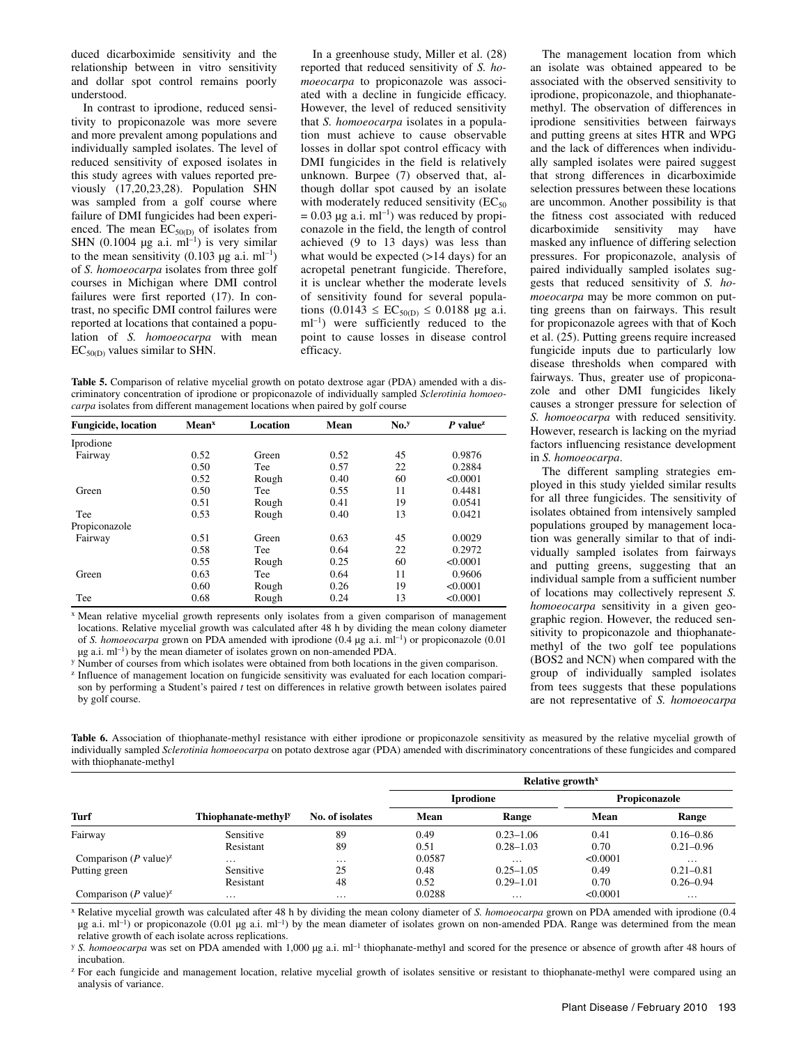duced dicarboximide sensitivity and the relationship between in vitro sensitivity and dollar spot control remains poorly understood.

In contrast to iprodione, reduced sensitivity to propiconazole was more severe and more prevalent among populations and individually sampled isolates. The level of reduced sensitivity of exposed isolates in this study agrees with values reported previously (17,20,23,28). Population SHN was sampled from a golf course where failure of DMI fungicides had been experienced. The mean $EC_{50(D)}$ of isolates from SHN (0.1004 µg a.i. $ml^{-1}$) is very similar to the mean sensitivity (0.103 µg a.i. $ml^{-1}$) of *S. homoeocarpa* isolates from three golf courses in Michigan where DMI control failures were first reported (17). In contrast, no specific DMI control failures were reported at locations that contained a population of *S. homoeocarpa* with mean $EC_{50(D)}$ values similar to SHN.

In a greenhouse study, Miller et al. (28) reported that reduced sensitivity of *S. homoeocarpa* to propiconazole was associated with a decline in fungicide efficacy. However, the level of reduced sensitivity that *S. homoeocarpa* isolates in a population must achieve to cause observable losses in dollar spot control efficacy with DMI fungicides in the field is relatively unknown. Burpee (7) observed that, although dollar spot caused by an isolate with moderately reduced sensitivity ($EC_{50}$ = 0.03 µg a.i. $ml^{-1}$) was reduced by propiconazole in the field, the length of control achieved (9 to 13 days) was less than what would be expected (>14 days) for an acropetal penetrant fungicide. Therefore, it is unclear whether the moderate levels of sensitivity found for several populations ($0.0143 \leq EC_{50(D)} \leq 0.0188$ µg a.i. $ml^{-1}$) were sufficiently reduced to the point to cause losses in disease control efficacy.

The management location from which an isolate was obtained appeared to be associated with the observed sensitivity to iprodione, propiconazole, and thiophanate-methyl. The observation of differences in iprodione sensitivities between fairways and putting greens at sites HTR and WPG and the lack of differences when individually sampled isolates were paired suggest that strong differences in dicarboximide selection pressures between these locations are uncommon. Another possibility is that the fitness cost associated with reduced dicarboximide sensitivity may have masked any influence of differing selection pressures. For propiconazole, analysis of paired individually sampled isolates suggests that reduced sensitivity of *S. homoeocarpa* may be more common on putting greens than on fairways. This result for propiconazole agrees with that of Koch et al. (25). Putting greens require increased fungicide inputs due to particularly low disease thresholds when compared with fairways. Thus, greater use of propiconazole and other DMI fungicides likely causes a stronger pressure for selection of *S. homoeocarpa* with reduced sensitivity. However, research is lacking on the myriad factors influencing resistance development in *S. homoeocarpa*.

The different sampling strategies employed in this study yielded similar results for all three fungicides. The sensitivity of isolates obtained from intensively sampled populations grouped by management location was generally similar to that of individually sampled isolates from fairways and putting greens, suggesting that an individual sample from a sufficient number of locations may collectively represent *S. homoeocarpa* sensitivity in a given geographic region. However, the reduced sensitivity to propiconazole and thiophanate-methyl of the two golf tee populations (BOS2 and NCN) when compared with the group of individually sampled isolates from tees suggests that these populations are not representative of *S. homoeocarpa*

**Table 5.** Comparison of relative mycelial growth on potato dextrose agar (PDA) amended with a discriminatory concentration of iprodione or propiconazole of individually sampled *Sclerotinia homoeocarpa* isolates from different management locations when paired by golf course

| Fungicide, location | Mean[x] | Location | Mean | No.[y] | *P* value[z] |
|---|---|---|---|---|---|
| Iprodione | | | | | |
| Fairway | 0.52 | Green | 0.52 | 45 | 0.9876 |
| | 0.50 | Tee | 0.57 | 22 | 0.2884 |
| | 0.52 | Rough | 0.40 | 60 | <0.0001 |
| Green | 0.50 | Tee | 0.55 | 11 | 0.4481 |
| | 0.51 | Rough | 0.41 | 19 | 0.0541 |
| Tee | 0.53 | Rough | 0.40 | 13 | 0.0421 |
| Propiconazole | | | | | |
| Fairway | 0.51 | Green | 0.63 | 45 | 0.0029 |
| | 0.58 | Tee | 0.64 | 22 | 0.2972 |
| | 0.55 | Rough | 0.25 | 60 | <0.0001 |
| Green | 0.63 | Tee | 0.64 | 11 | 0.9606 |
| | 0.60 | Rough | 0.26 | 19 | <0.0001 |
| Tee | 0.68 | Rough | 0.24 | 13 | <0.0001 |

[x] Mean relative mycelial growth represents only isolates from a given comparison of management locations. Relative mycelial growth was calculated after 48 h by dividing the mean colony diameter of *S. homoeocarpa* grown on PDA amended with iprodione (0.4 µg a.i. $ml^{-1}$) or propiconazole (0.01 µg a.i. $ml^{-1}$) by the mean diameter of isolates grown on non-amended PDA.

[y] Number of courses from which isolates were obtained from both locations in the given comparison.

[z] Influence of management location on fungicide sensitivity was evaluated for each location comparison by performing a Student's paired *t* test on differences in relative growth between isolates paired by golf course.

**Table 6.** Association of thiophanate-methyl resistance with either iprodione or propiconazole sensitivity as measured by the relative mycelial growth of individually sampled *Sclerotinia homoeocarpa* on potato dextrose agar (PDA) amended with discriminatory concentrations of these fungicides and compared with thiophanate-methyl

| | | | Relative growth[x] | | | |
|---|---|---|---|---|---|---|
| | | | Iprodione | | Propiconazole | |
| Turf | Thiophanate-methyl[y] | No. of isolates | Mean | Range | Mean | Range |
| Fairway | Sensitive | 89 | 0.49 | 0.23–1.06 | 0.41 | 0.16–0.86 |
| | Resistant | 89 | 0.51 | 0.28–1.03 | 0.70 | 0.21–0.96 |
| Comparison (*P* value)[z] | … | … | 0.0587 | … | <0.0001 | … |
| Putting green | Sensitive | 25 | 0.48 | 0.25–1.05 | 0.49 | 0.21–0.81 |
| | Resistant | 48 | 0.52 | 0.29–1.01 | 0.70 | 0.26–0.94 |
| Comparison (*P* value)[z] | … | … | 0.0288 | … | <0.0001 | … |

[x] Relative mycelial growth was calculated after 48 h by dividing the mean colony diameter of *S. homoeocarpa* grown on PDA amended with iprodione (0.4 µg a.i. $ml^{-1}$) or propiconazole (0.01 µg a.i. $ml^{-1}$) by the mean diameter of isolates grown on non-amended PDA. Range was determined from the mean relative growth of each isolate across replications.

[y] *S. homoeocarpa* was set on PDA amended with 1,000 µg a.i. $ml^{-1}$ thiophanate-methyl and scored for the presence or absence of growth after 48 hours of incubation.

[z] For each fungicide and management location, relative mycelial growth of isolates sensitive or resistant to thiophanate-methyl were compared using an analysis of variance.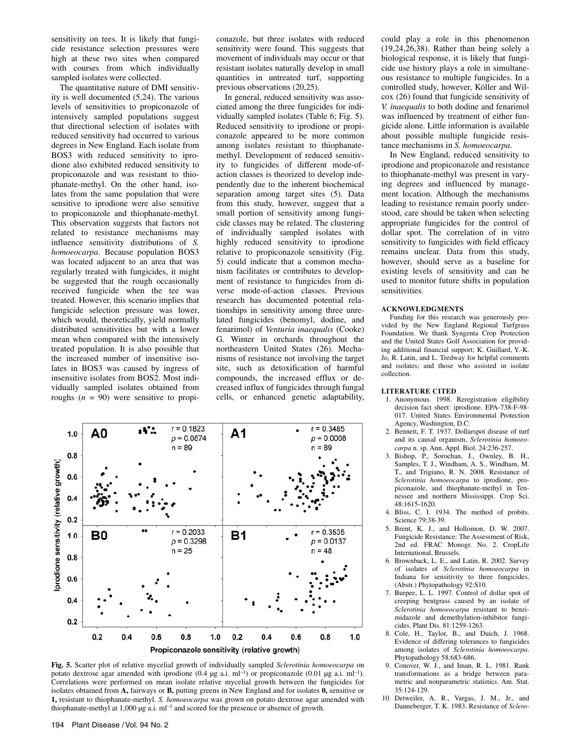sensitivity on tees. It is likely that fungicide resistance selection pressures were high at these two sites when compared with courses from which individually sampled isolates were collected.

The quantitative nature of DMI sensitivity is well documented (5,24). The various levels of sensitivities to propiconazole of intensively sampled populations suggest that directional selection of isolates with reduced sensitivity had occurred to various degrees in New England. Each isolate from BOS3 with reduced sensitivity to iprodione also exhibited reduced sensitivity to propiconazole and was resistant to thiophanate-methyl. On the other hand, isolates from the same population that were sensitive to iprodione were also sensitive to propiconazole and thiophanate-methyl. This observation suggests that factors not related to resistance mechanisms may influence sensitivity distributions of *S. homoeocarpa*. Because population BOS3 was located adjacent to an area that was regularly treated with fungicides, it might be suggested that the rough occasionally received fungicide when the tee was treated. However, this scenario implies that fungicide selection pressure was lower, which would, theoretically, yield normally distributed sensitivities but with a lower mean when compared with the intensively treated population. It is also possible that the increased number of insensitive isolates in BOS3 was caused by ingress of insensitive isolates from BOS2. Most individually sampled isolates obtained from roughs ($n = 90$) were sensitive to propiconazole, but three isolates with reduced sensitivity were found. This suggests that movement of individuals may occur or that resistant isolates naturally develop in small quantities in untreated turf, supporting previous observations (20,25).

In general, reduced sensitivity was associated among the three fungicides for individually sampled isolates (Table 6; Fig. 5). Reduced sensitivity to iprodione or propiconazole appeared to be more common among isolates resistant to thiophanate-methyl. Development of reduced sensitivity to fungicides of different mode-of-action classes is theorized to develop independently due to the inherent biochemical separation among target sites (5). Data from this study, however, suggest that a small portion of sensitivity among fungicide classes may be related. The clustering of individually sampled isolates with highly reduced sensitivity to iprodione relative to propiconazole sensitivity (Fig. 5) could indicate that a common mechanism facilitates or contributes to development of resistance to fungicides from diverse mode-of-action classes. Previous research has documented potential relationships in sensitivity among three unrelated fungicides (benomyl, dodine, and fenarimol) of *Venturia inaequalis* (Cooke) G. Winter in orchards throughout the northeastern United States (26). Mechanisms of resistance not involving the target site, such as detoxification of harmful compounds, the increased efflux or decreased influx of fungicides through fungal cells, or enhanced genetic adaptability, could play a role in this phenomenon (19,24,26,38). Rather than being solely a biological response, it is likely that fungicide use history plays a role in simultaneous resistance to multiple fungicides. In a controlled study, however, Köller and Wilcox (26) found that fungicide sensitivity of *V. inaequalis* to both dodine and fenarimol was influenced by treatment of either fungicide alone. Little information is available about possible multiple fungicide resistance mechanisms in *S. homoeocarpa*.

In New England, reduced sensitivity to iprodione and propiconazole and resistance to thiophanate-methyl was present in varying degrees and influenced by management location. Although the mechanisms leading to resistance remain poorly understood, care should be taken when selecting appropriate fungicides for the control of dollar spot. The correlation of in vitro sensitivity to fungicides with field efficacy remains unclear. Data from this study, however, should serve as a baseline for existing levels of sensitivity and can be used to monitor future shifts in population sensitivities.

## ACKNOWLEDGMENTS

Funding for this research was generously provided by the New England Regional Turfgrass Foundation. We thank Syngenta Crop Protection and the United States Golf Association for providing additional financial support; K. Guillard, Y.-K. Jo, R. Latin, and L. Tredway for helpful comments and isolates; and those who assisted in isolate collection.

**Fig. 5.** Scatter plot of relative mycelial growth of individually sampled *Sclerotinia homoeocarpa* on potato dextrose agar amended with iprodione (0.4 µg a.i. ml$^{-1}$) or propiconazole (0.01 µg a.i. ml$^{-1}$). Correlations were performed on mean isolate relative mycelial growth between the fungicides for isolates obtained from **A,** fairways or **B,** putting greens in New England and for isolates **0,** sensitive or **1,** resistant to thiophanate-methyl. *S. homoeocarpa* was grown on potato dextrose agar amended with thiophanate-methyl at 1,000 µg a.i. ml$^{-1}$ and scored for the presence or absence of growth.

## LITERATURE CITED

1. Anonymous. 1998. Reregistration eligibility decision fact sheet: iprodione. EPA-738-F-98-017. United States Environmental Protection Agency, Washington, D.C.
2. Bennett, F. T. 1937. Dollarspot disease of turf and its causal organism, *Sclerotinia homoeocarpa* n. sp. Ann. Appl. Biol. 24:236-257.
3. Bishop, P., Sorochan, J., Ownley, B. H., Samples, T. J., Windham, A. S., Windham, M. T., and Trigiano, R. N. 2008. Resistance of *Sclerotinia homoeocarpa* to iprodione, propiconazole, and thiophanate-methyl in Tennessee and northern Mississippi. Crop Sci. 48:1615-1620.
4. Bliss, C. I. 1934. The method of probits. Science 79:38-39.
5. Brent, K. J., and Hollomon, D. W. 2007. Fungicide Resistance: The Assessment of Risk, 2nd ed. FRAC Monogr. No. 2. CropLife International, Brussels.
6. Brownback, L. E., and Latin, R. 2002. Survey of isolates of *Sclerotinia homoeocarpa* in Indiana for sensitivity to three fungicides. (Abstr.) Phytopathology 92:S10.
7. Burpee, L. L. 1997. Control of dollar spot of creeping bentgrass caused by an isolate of *Sclerotinia homoeocarpa* resistant to benzimidazole and demethylation-inhibitor fungicides. Plant Dis. 81:1259-1263.
8. Cole, H., Taylor, B., and Duich, J. 1968. Evidence of differing tolerances to fungicides among isolates of *Sclerotinia homoeocarpa*. Phytopathology 58:683-686.
9. Conover, W. J., and Iman, R. L. 1981. Rank transformations as a bridge between parametric and nonparametric statistics. Am. Stat. 35:124-129.
10. Detweiler, A. R., Vargas, J. M., Jr., and Danneberger, T. K. 1983. Resistance of *Sclero-*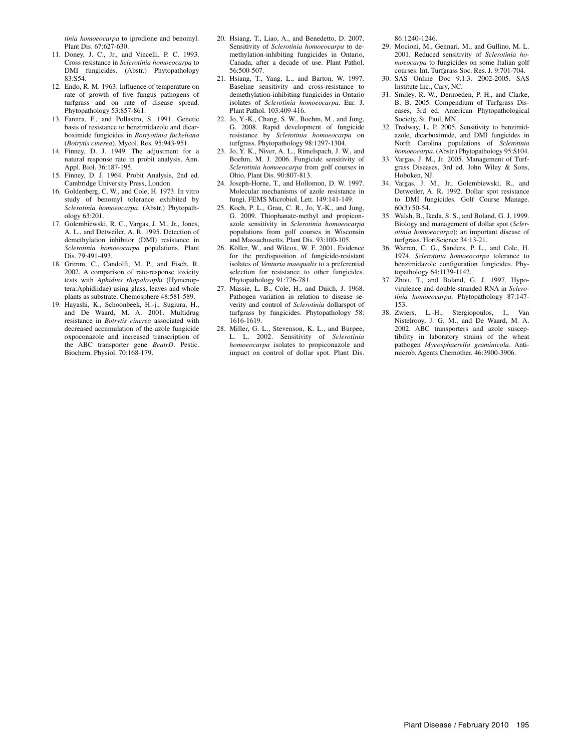*tinia homoeocarpa* to iprodione and benomyl. Plant Dis. 67:627-630.

11. Doney, J. C., Jr., and Vincelli, P. C. 1993. Cross resistance in *Sclerotinia homoeocarpa* to DMI fungicides. (Abstr.) Phytopathology 83:S54.
12. Endo, R. M. 1963. Influence of temperature on rate of growth of five fungus pathogens of turfgrass and on rate of disease spread. Phytopathology 53:857-861.
13. Faretra, F., and Pollastro, S. 1991. Genetic basis of resistance to benzimidazole and dicarboximide fungicides in *Botryotinia fuckeliana* (*Botrytis cinerea*). Mycol. Res. 95:943-951.
14. Finney, D. J. 1949. The adjustment for a natural response rate in probit analysis. Ann. Appl. Biol. 36:187-195.
15. Finney, D. J. 1964. Probit Analysis, 2nd ed. Cambridge University Press, London.
16. Goldenberg, C. W., and Cole, H. 1973. In vitro study of benomyl tolerance exhibited by *Sclerotinia homoeocarpa*. (Abstr.) Phytopathology 63:201.
17. Golembiewski, R. C., Vargas, J. M., Jr., Jones, A. L., and Detweiler, A. R. 1995. Detection of demethylation inhibitor (DMI) resistance in *Sclerotinia homoeocarpa* populations. Plant Dis. 79:491-493.
18. Grimm, C., Candolfi, M. P., and Fisch, R. 2002. A comparison of rate-response toxicity tests with *Aphidius rhopalosiphi* (Hymenoptera:Aphidiidae) using glass, leaves and whole plants as substrate. Chemosphere 48:581-589.
19. Hayashi, K., Schoonbeek, H.-j., Sugiura, H., and De Waard, M. A. 2001. Multidrug resistance in *Botrytis cinerea* associated with decreased accumulation of the azole fungicide oxpoconazole and increased transcription of the ABC transporter gene *BcatrD*. Pestic. Biochem. Physiol. 70:168-179.
20. Hsiang, T., Liao, A., and Benedetto, D. 2007. Sensitivity of *Sclerotinia homoeocarpa* to demethylation-inhibiting fungicides in Ontario, Canada, after a decade of use. Plant Pathol. 56:500-507.
21. Hsiang, T., Yang, L., and Barton, W. 1997. Baseline sensitivity and cross-resistance to demethylation-inhibiting fungicides in Ontario isolates of *Sclerotinia homoeocarpa*. Eur. J. Plant Pathol. 103:409-416.
22. Jo, Y.-K., Chang, S. W., Boehm, M., and Jung, G. 2008. Rapid development of fungicide resistance by *Sclerotinia homoeocarpa* on turfgrass. Phytopathology 98:1297-1304.
23. Jo, Y. K., Niver, A. L., Rimelspach, J. W., and Boehm, M. J. 2006. Fungicide sensitivity of *Sclerotinia homoeocarpa* from golf courses in Ohio. Plant Dis. 90:807-813.
24. Joseph-Horne, T., and Hollomon, D. W. 1997. Molecular mechanisms of azole resistance in fungi. FEMS Microbiol. Lett. 149:141-149.
25. Koch, P. L., Grau, C. R., Jo, Y.-K., and Jung, G. 2009. Thiophanate-methyl and propiconazole sensitivity in *Sclerotinia homoeocarpa* populations from golf courses in Wisconsin and Massachusetts. Plant Dis. 93:100-105.
26. Köller, W., and Wilcox, W. F. 2001. Evidence for the predisposition of fungicide-resistant isolates of *Venturia inaequalis* to a preferential selection for resistance to other fungicides. Phytopathology 91:776-781.
27. Massie, L. B., Cole, H., and Duich, J. 1968. Pathogen variation in relation to disease severity and control of *Sclerotinia* dollarspot of turfgrass by fungicides. Phytopathology 58: 1616-1619.
28. Miller, G. L., Stevenson, K. L., and Burpee, L. L. 2002. Sensitivity of *Sclerotinia homoeocarpa* isolates to propiconazole and impact on control of dollar spot. Plant Dis. 86:1240-1246.
29. Mocioni, M., Gennari, M., and Gullino, M. L. 2001. Reduced sensitivity of *Sclerotinia homoeocarpa* to fungicides on some Italian golf courses. Int. Turfgrass Soc. Res. J. 9:701-704.
30. SAS Online Doc 9.1.3. 2002-2005. SAS Institute Inc., Cary, NC.
31. Smiley, R. W., Dernoeden, P. H., and Clarke, B. B. 2005. Compendium of Turfgrass Diseases, 3rd ed. American Phytopathological Society, St. Paul, MN.
32. Tredway, L. P. 2005. Sensitivity to benzimidazole, dicarboximide, and DMI fungicides in North Carolina populations of *Sclerotinia homoeocarpa*. (Abstr.) Phytopathology 95:S104.
33. Vargas, J. M., Jr. 2005. Management of Turfgrass Diseases, 3rd ed. John Wiley & Sons, Hoboken, NJ.
34. Vargas, J. M., Jr., Golembiewski, R., and Detweiler, A. R. 1992. Dollar spot resistance to DMI fungicides. Golf Course Manage. 60(3):50-54.
35. Walsh, B., Ikeda, S. S., and Boland, G. J. 1999. Biology and management of dollar spot (*Sclerotinia homoeocarpa*); an important disease of turfgrass. HortScience 34:13-21.
36. Warren, C. G., Sanders, P. L., and Cole, H. 1974. *Sclerotinia homoeocarpa* tolerance to benzimidazole configuration fungicides. Phytopathology 64:1139-1142.
37. Zhou, T., and Boland, G. J. 1997. Hypovirulence and double-stranded RNA in *Sclerotinia homoeocarpa*. Phytopathology 87:147-153.
38. Zwiers, L.-H., Stergiopoulos, I., Van Nistelrooy, J. G. M., and De Waard, M. A. 2002. ABC transporters and azole susceptibility in laboratory strains of the wheat pathogen *Mycosphaerella graminicola*. Antimicrob. Agents Chemother. 46:3900-3906.